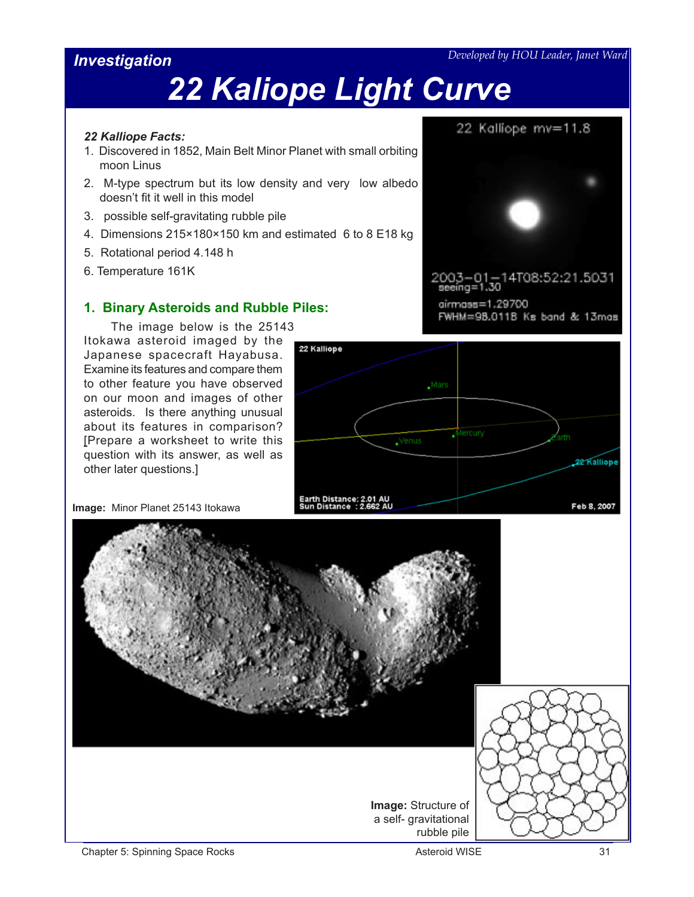*Investigation*

*Developed by HOU Leader, Janet Ward*

# 22 Kaliope Light Curve

***22 Kalliope Facts:***

1. Discovered in 1852, Main Belt Minor Planet with small orbiting moon Linus
2. M-type spectrum but its low density and very low albedo doesn't fit it well in this model
3. possible self-gravitating rubble pile
4. Dimensions 215×180×150 km and estimated 6 to 8 E18 kg
5. Rotational period 4.148 h
6. Temperature 161K

22 Kalliope mv=11.8

2003-01-14T08:52:21.5031
seeing=1.30
airmass=1.29700
FWHM=98.0118 Ks band & 13mas

## 1. Binary Asteroids and Rubble Piles:

The image below is the 25143 Itokawa asteroid imaged by the Japanese spacecraft Hayabusa. Examine its features and compare them to other feature you have observed on our moon and images of other asteroids. Is there anything unusual about its features in comparison? [Prepare a worksheet to write this question with its answer, as well as other later questions.]

22 Kalliope
Mars
Mercury
Venus
Earth
22 Kalliope
Earth Distance: 2.01 AU
Sun Distance : 2.662 AU
Feb 8, 2007

**Image:** Minor Planet 25143 Itokawa

**Image:** Structure of a self- gravitational rubble pile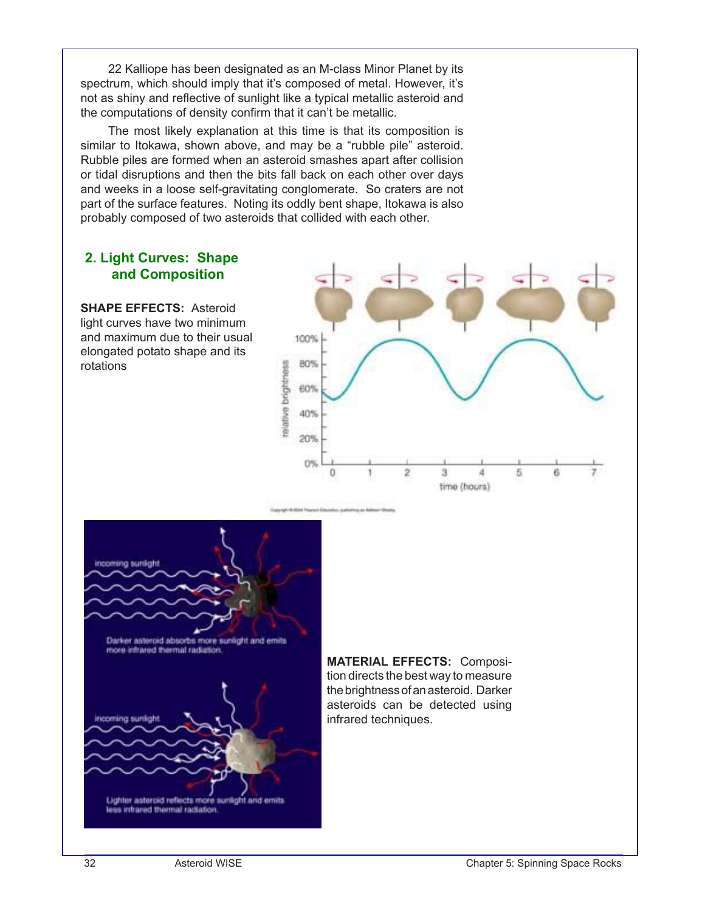22 Kalliope has been designated as an M-class Minor Planet by its spectrum, which should imply that it's composed of metal. However, it's not as shiny and reflective of sunlight like a typical metallic asteroid and the computations of density confirm that it can't be metallic.

The most likely explanation at this time is that its composition is similar to Itokawa, shown above, and may be a "rubble pile" asteroid. Rubble piles are formed when an asteroid smashes apart after collision or tidal disruptions and then the bits fall back on each other over days and weeks in a loose self-gravitating conglomerate. So craters are not part of the surface features. Noting its oddly bent shape, Itokawa is also probably composed of two asteroids that collided with each other.

## 2. Light Curves: Shape and Composition

**SHAPE EFFECTS:** Asteroid light curves have two minimum and maximum due to their usual elongated potato shape and its rotations

relative brightness
100%
80%
60%
40%
20%
0%
0 1 2 3 4 5 6 7
time (hours)

incoming sunlight
Darker asteroid absorbs more sunlight and emits more infrared thermal radiation.

incoming sunlight
Lighter asteroid reflects more sunlight and emits less infrared thermal radiation.

**MATERIAL EFFECTS:** Composition directs the best way to measure the brightness of an asteroid. Darker asteroids can be detected using infrared techniques.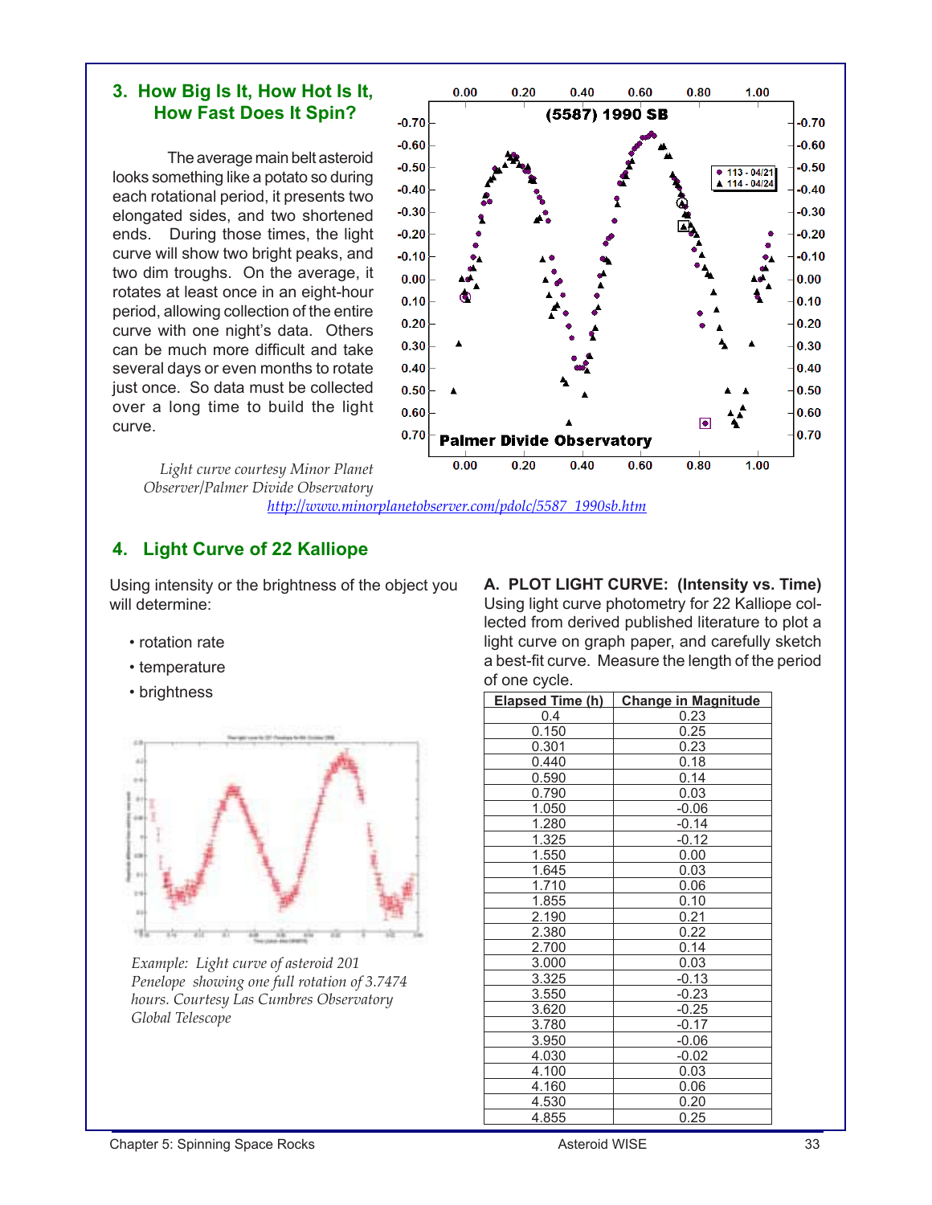## 3. How Big Is It, How Hot Is It, How Fast Does It Spin?

The average main belt asteroid looks something like a potato so during each rotational period, it presents two elongated sides, and two shortened ends. During those times, the light curve will show two bright peaks, and two dim troughs. On the average, it rotates at least once in an eight-hour period, allowing collection of the entire curve with one night's data. Others can be much more difficult and take several days or even months to rotate just once. So data must be collected over a long time to build the light curve.

(5587) 1990 SB

113 - 04/21
114 - 04/24

Palmer Divide Observatory

0.00 0.20 0.40 0.60 0.80 1.00

-0.70 -0.60 -0.50 -0.40 -0.30 -0.20 -0.10 0.00 0.10 0.20 0.30 0.40 0.50 0.60 0.70

*Light curve courtesy Minor Planet Observer/Palmer Divide Observatory*
http://www.minorplanetobserver.com/pdolc/5587_1990sb.htm

## 4. Light Curve of 22 Kalliope

Using intensity or the brightness of the object you will determine:

- rotation rate
- temperature
- brightness

*Example: Light curve of asteroid 201 Penelope showing one full rotation of 3.7474 hours. Courtesy Las Cumbres Observatory Global Telescope*

**A. PLOT LIGHT CURVE: (Intensity vs. Time)**
Using light curve photometry for 22 Kalliope collected from derived published literature to plot a light curve on graph paper, and carefully sketch a best-fit curve. Measure the length of the period of one cycle.

| Elapsed Time (h) | Change in Magnitude |
| --- | --- |
| 0.4 | 0.23 |
| 0.150 | 0.25 |
| 0.301 | 0.23 |
| 0.440 | 0.18 |
| 0.590 | 0.14 |
| 0.790 | 0.03 |
| 1.050 | -0.06 |
| 1.280 | -0.14 |
| 1.325 | -0.12 |
| 1.550 | 0.00 |
| 1.645 | 0.03 |
| 1.710 | 0.06 |
| 1.855 | 0.10 |
| 2.190 | 0.21 |
| 2.380 | 0.22 |
| 2.700 | 0.14 |
| 3.000 | 0.03 |
| 3.325 | -0.13 |
| 3.550 | -0.23 |
| 3.620 | -0.25 |
| 3.780 | -0.17 |
| 3.950 | -0.06 |
| 4.030 | -0.02 |
| 4.100 | 0.03 |
| 4.160 | 0.06 |
| 4.530 | 0.20 |
| 4.855 | 0.25 |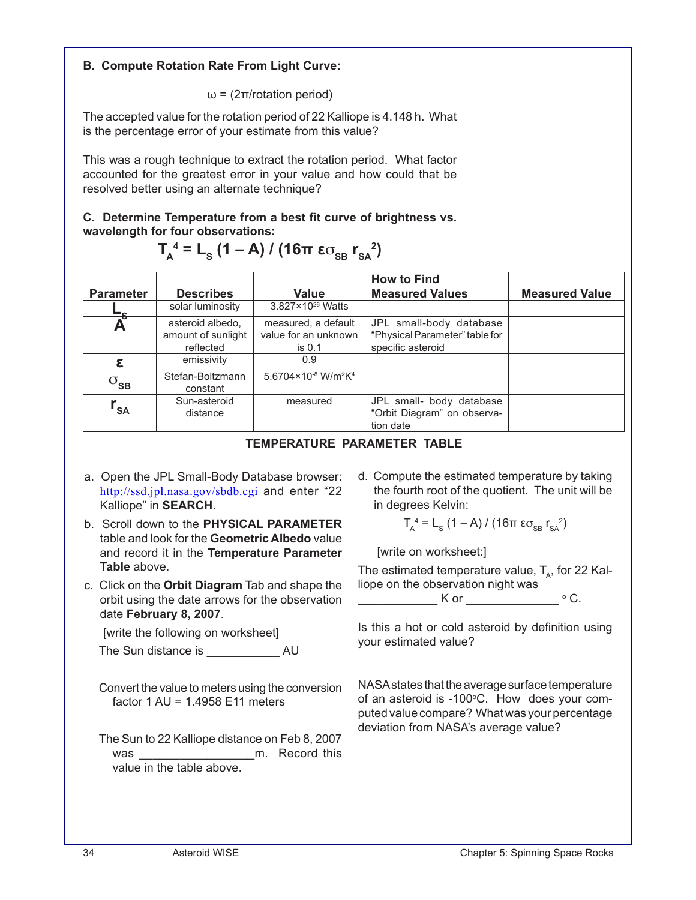**B. Compute Rotation Rate From Light Curve:**

$$\omega = (2\pi/\text{rotation period})$$

The accepted value for the rotation period of 22 Kalliope is 4.148 h. What is the percentage error of your estimate from this value?

This was a rough technique to extract the rotation period. What factor accounted for the greatest error in your value and how could that be resolved better using an alternate technique?

**C. Determine Temperature from a best fit curve of brightness vs. wavelength for four observations:**

$$T_A^4 = L_s (1 - A) / (16\pi\, \varepsilon\sigma_{SB}\, r_{SA}^2)$$

| Parameter | Describes | Value | How to Find Measured Values | Measured Value |
|---|---|---|---|---|
| $L_S$ | solar luminosity | $3.827\times10^{26}$ Watts | | |
| A | asteroid albedo, amount of sunlight reflected | measured, a default value for an unknown is 0.1 | JPL small-body database "Physical Parameter" table for specific asteroid | |
| $\varepsilon$ | emissivity | 0.9 | | |
| $\sigma_{SB}$ | Stefan-Boltzmann constant | $5.6704\times10^{-8}$ W/m²K⁴ | | |
| $r_{SA}$ | Sun-asteroid distance | measured | JPL small- body database "Orbit Diagram" on observation date | |

**TEMPERATURE PARAMETER TABLE**

a. Open the JPL Small-Body Database browser: http://ssd.jpl.nasa.gov/sbdb.cgi and enter "22 Kalliope" in **SEARCH**.

b. Scroll down to the **PHYSICAL PARAMETER** table and look for the **Geometric Albedo** value and record it in the **Temperature Parameter Table** above.

c. Click on the **Orbit Diagram** Tab and shape the orbit using the date arrows for the observation date **February 8, 2007**.

[write the following on worksheet]

The Sun distance is ___________ AU

Convert the value to meters using the conversion factor 1 AU = 1.4958 E11 meters

The Sun to 22 Kalliope distance on Feb 8, 2007 was _________________m. Record this value in the table above.

d. Compute the estimated temperature by taking the fourth root of the quotient. The unit will be in degrees Kelvin:

$$T_A^4 = L_S (1 - A) / (16\pi\, \varepsilon\sigma_{SB}\, r_{SA}^2)$$

[write on worksheet:]

The estimated temperature value, $T_A$, for 22 Kalliope on the observation night was ____________ K or ______________ °C.

Is this a hot or cold asteroid by definition using your estimated value? ____________________

NASA states that the average surface temperature of an asteroid is -100°C. How does your computed value compare? What was your percentage deviation from NASA's average value?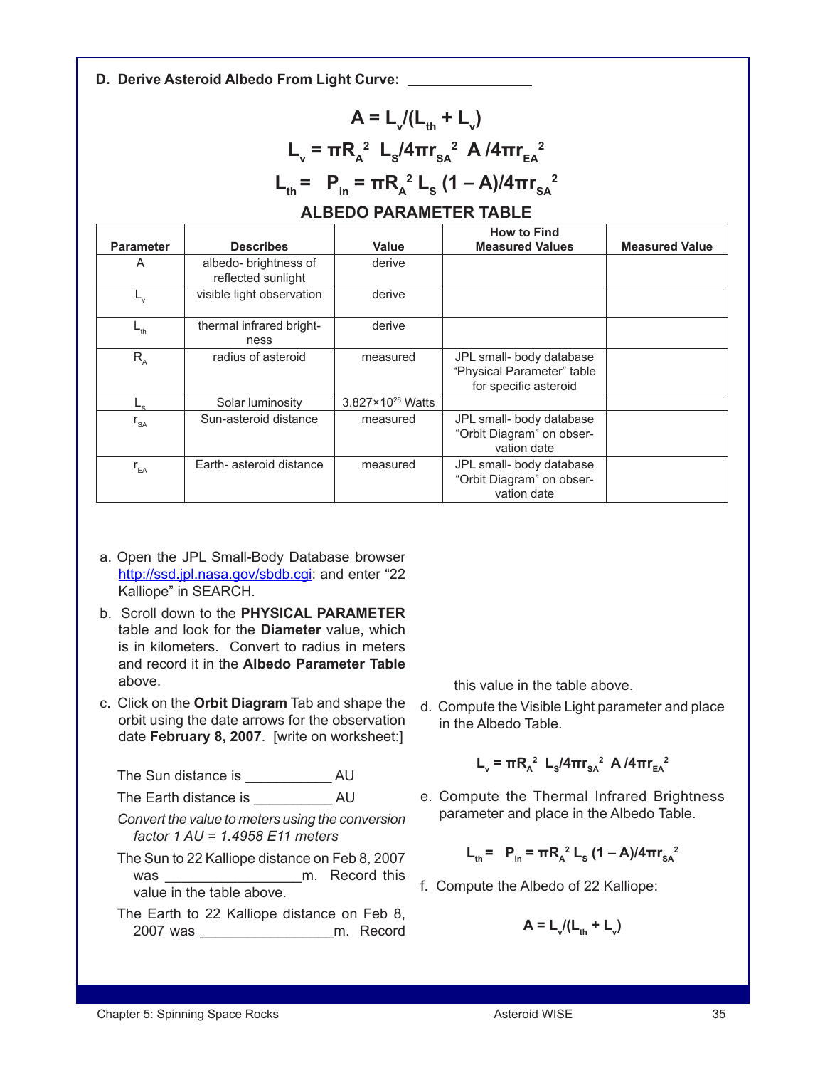**D. Derive Asteroid Albedo From Light Curve:** ________________

$$A = L_v/(L_{th} + L_v)$$

$$L_v = \pi R_A^2 \; L_S/4\pi r_{SA}^2 \;\; A / 4\pi r_{EA}^2$$

$$L_{th} = \;\; P_{in} = \pi R_A^2 \, L_S \,(1 - A)/4\pi r_{SA}^2$$

**ALBEDO PARAMETER TABLE**

| Parameter | Describes | Value | How to Find Measured Values | Measured Value |
|---|---|---|---|---|
| A | albedo- brightness of reflected sunlight | derive | | |
| $L_v$ | visible light observation | derive | | |
| $L_{th}$ | thermal infrared brightness | derive | | |
| $R_A$ | radius of asteroid | measured | JPL small- body database "Physical Parameter" table for specific asteroid | |
| $L_S$ | Solar luminosity | $3.827\times10^{26}$ Watts | | |
| $r_{SA}$ | Sun-asteroid distance | measured | JPL small- body database "Orbit Diagram" on observation date | |
| $r_{EA}$ | Earth- asteroid distance | measured | JPL small- body database "Orbit Diagram" on observation date | |

a. Open the JPL Small-Body Database browser http://ssd.jpl.nasa.gov/sbdb.cgi: and enter "22 Kalliope" in SEARCH.

b. Scroll down to the **PHYSICAL PARAMETER** table and look for the **Diameter** value, which is in kilometers. Convert to radius in meters and record it in the **Albedo Parameter Table** above.

c. Click on the **Orbit Diagram** Tab and shape the orbit using the date arrows for the observation date **February 8, 2007**. [write on worksheet:]

   The Sun distance is ___________ AU

   The Earth distance is __________ AU

   *Convert the value to meters using the conversion factor 1 AU = 1.4958 E11 meters*

   The Sun to 22 Kalliope distance on Feb 8, 2007 was _________________m. Record this value in the table above.

   The Earth to 22 Kalliope distance on Feb 8, 2007 was _________________m. Record this value in the table above.

d. Compute the Visible Light parameter and place in the Albedo Table.

$$L_v = \pi R_A^2 \; L_S/4\pi r_{SA}^2 \;\; A / 4\pi r_{EA}^2$$

e. Compute the Thermal Infrared Brightness parameter and place in the Albedo Table.

$$L_{th} = \;\; P_{in} = \pi R_A^2 \, L_S \,(1 - A)/4\pi r_{SA}^2$$

f. Compute the Albedo of 22 Kalliope:

$$A = L_v/(L_{th} + L_v)$$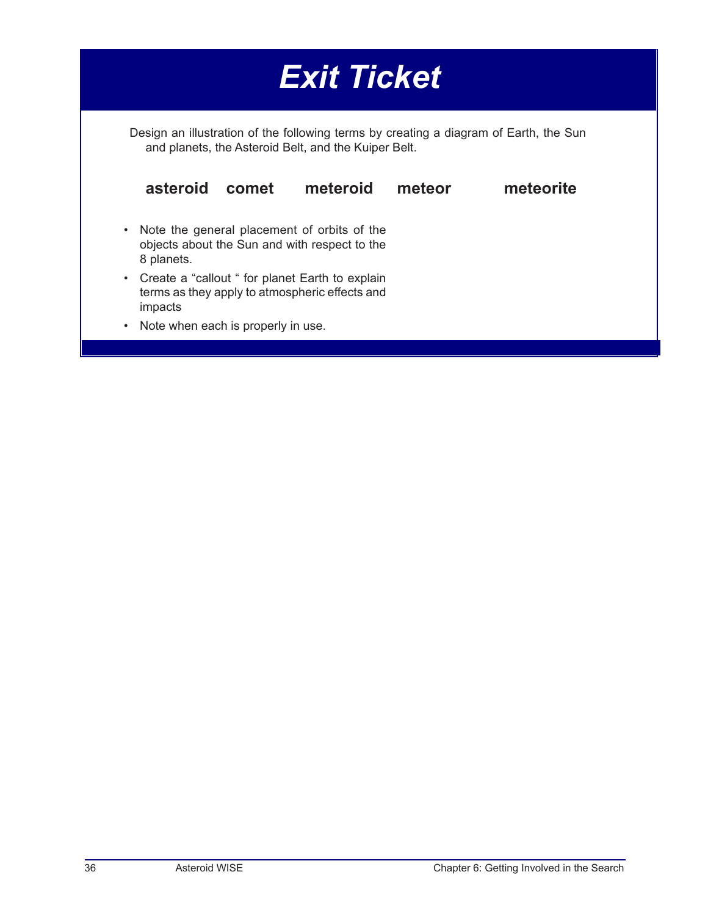# Exit Ticket

Design an illustration of the following terms by creating a diagram of Earth, the Sun and planets, the Asteroid Belt, and the Kuiper Belt.

**asteroid comet meteroid meteor meteorite**

- Note the general placement of orbits of the objects about the Sun and with respect to the 8 planets.
- Create a "callout " for planet Earth to explain terms as they apply to atmospheric effects and impacts
- Note when each is properly in use.